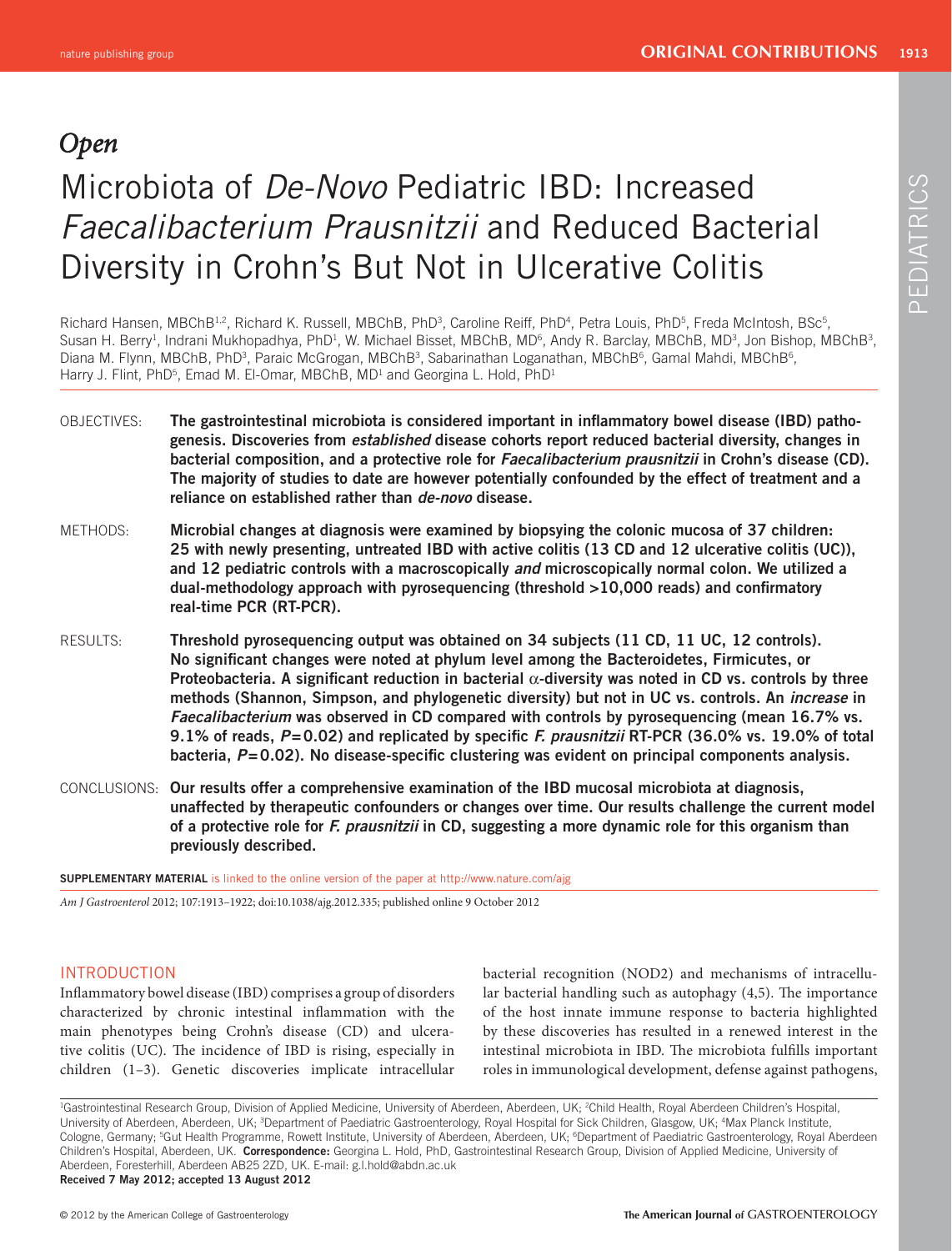Open

# Microbiota of *De-Novo* Pediatric IBD: Increased *Faecalibacterium Prausnitzii* and Reduced Bacterial Diversity in Crohn's But Not in Ulcerative Colitis

Richard Hansen, MBChB[1,2], Richard K. Russell, MBChB, PhD[3], Caroline Reiff, PhD[4], Petra Louis, PhD[5], Freda McIntosh, BSc[5], Susan H. Berry[1], Indrani Mukhopadhya, PhD[1], W. Michael Bisset, MBChB, MD[6], Andy R. Barclay, MBChB, MD[3], Jon Bishop, MBChB[3], Diana M. Flynn, MBChB, PhD[3], Paraic McGrogan, MBChB[3], Sabarinathan Loganathan, MBChB[6], Gamal Mahdi, MBChB[6], Harry J. Flint, PhD[5], Emad M. El-Omar, MBChB, MD[1] and Georgina L. Hold, PhD[1]

**OBJECTIVES:** **The gastrointestinal microbiota is considered important in inflammatory bowel disease (IBD) pathogenesis. Discoveries from *established* disease cohorts report reduced bacterial diversity, changes in bacterial composition, and a protective role for *Faecalibacterium prausnitzii* in Crohn's disease (CD). The majority of studies to date are however potentially confounded by the effect of treatment and a reliance on established rather than *de-novo* disease.**

**METHODS:** **Microbial changes at diagnosis were examined by biopsying the colonic mucosa of 37 children: 25 with newly presenting, untreated IBD with active colitis (13 CD and 12 ulcerative colitis (UC)), and 12 pediatric controls with a macroscopically *and* microscopically normal colon. We utilized a dual-methodology approach with pyrosequencing (threshold >10,000 reads) and confirmatory real-time PCR (RT-PCR).**

**RESULTS:** **Threshold pyrosequencing output was obtained on 34 subjects (11 CD, 11 UC, 12 controls). No significant changes were noted at phylum level among the Bacteroidetes, Firmicutes, or Proteobacteria. A significant reduction in bacterial $\alpha$-diversity was noted in CD vs. controls by three methods (Shannon, Simpson, and phylogenetic diversity) but not in UC vs. controls. An *increase* in *Faecalibacterium* was observed in CD compared with controls by pyrosequencing (mean 16.7% vs. 9.1% of reads, $P=0.02$) and replicated by specific *F. prausnitzii* RT-PCR (36.0% vs. 19.0% of total bacteria, $P=0.02$). No disease-specific clustering was evident on principal components analysis.**

**CONCLUSIONS:** **Our results offer a comprehensive examination of the IBD mucosal microbiota at diagnosis, unaffected by therapeutic confounders or changes over time. Our results challenge the current model of a protective role for *F. prausnitzii* in CD, suggesting a more dynamic role for this organism than previously described.**

**SUPPLEMENTARY MATERIAL** is linked to the online version of the paper at http://www.nature.com/ajg

*Am J Gastroenterol* 2012; 107:1913–1922; doi:10.1038/ajg.2012.335; published online 9 October 2012

## INTRODUCTION

Inflammatory bowel disease (IBD) comprises a group of disorders characterized by chronic intestinal inflammation with the main phenotypes being Crohn's disease (CD) and ulcerative colitis (UC). The incidence of IBD is rising, especially in children (1–3). Genetic discoveries implicate intracellular bacterial recognition (NOD2) and mechanisms of intracellular bacterial handling such as autophagy (4,5). The importance of the host innate immune response to bacteria highlighted by these discoveries has resulted in a renewed interest in the intestinal microbiota in IBD. The microbiota fulfills important roles in immunological development, defense against pathogens,

[1]Gastrointestinal Research Group, Division of Applied Medicine, University of Aberdeen, Aberdeen, UK; [2]Child Health, Royal Aberdeen Children's Hospital, University of Aberdeen, Aberdeen, UK; [3]Department of Paediatric Gastroenterology, Royal Hospital for Sick Children, Glasgow, UK; [4]Max Planck Institute, Cologne, Germany; [5]Gut Health Programme, Rowett Institute, University of Aberdeen, Aberdeen, UK; [6]Department of Paediatric Gastroenterology, Royal Aberdeen Children's Hospital, Aberdeen, UK. **Correspondence:** Georgina L. Hold, PhD, Gastrointestinal Research Group, Division of Applied Medicine, University of Aberdeen, Foresterhill, Aberdeen AB25 2ZD, UK. E-mail: g.l.hold@abdn.ac.uk
**Received 7 May 2012; accepted 13 August 2012**

© 2012 by the American College of Gastroenterology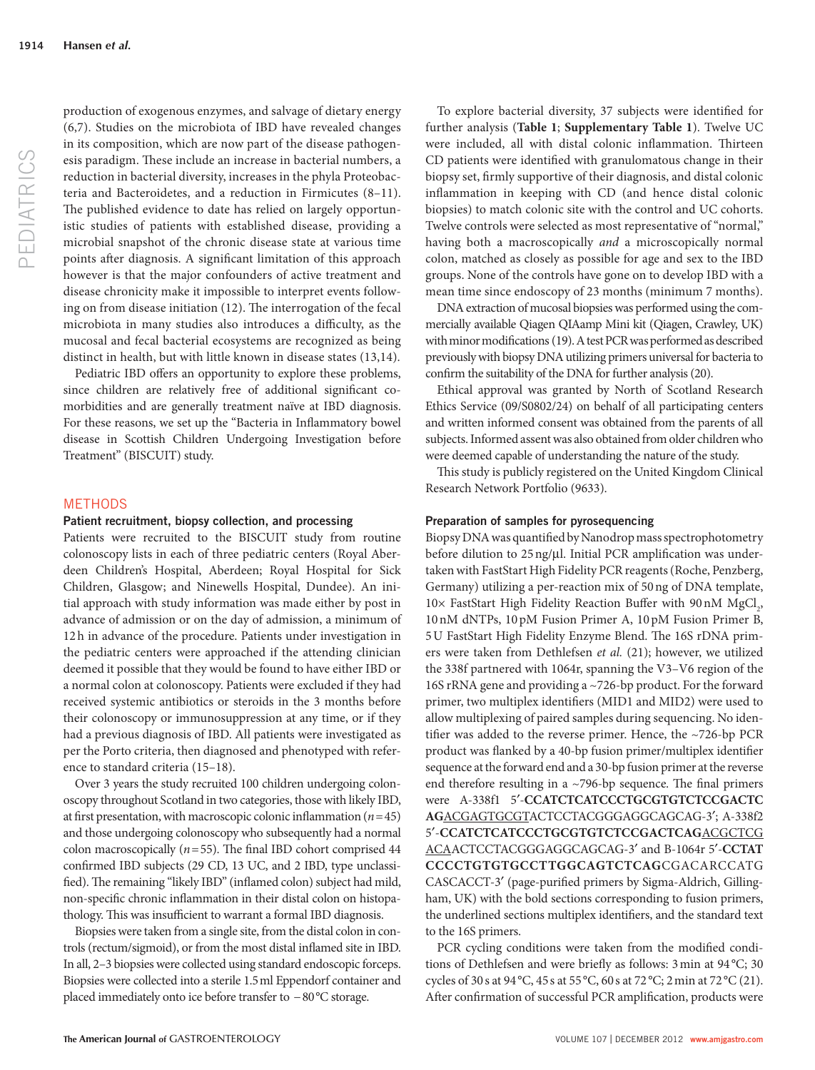production of exogenous enzymes, and salvage of dietary energy (6,7). Studies on the microbiota of IBD have revealed changes in its composition, which are now part of the disease pathogenesis paradigm. These include an increase in bacterial numbers, a reduction in bacterial diversity, increases in the phyla Proteobacteria and Bacteroidetes, and a reduction in Firmicutes (8–11). The published evidence to date has relied on largely opportunistic studies of patients with established disease, providing a microbial snapshot of the chronic disease state at various time points after diagnosis. A significant limitation of this approach however is that the major confounders of active treatment and disease chronicity make it impossible to interpret events following on from disease initiation (12). The interrogation of the fecal microbiota in many studies also introduces a difficulty, as the mucosal and fecal bacterial ecosystems are recognized as being distinct in health, but with little known in disease states (13,14).

Pediatric IBD offers an opportunity to explore these problems, since children are relatively free of additional significant co-morbidities and are generally treatment naïve at IBD diagnosis. For these reasons, we set up the "Bacteria in Inflammatory bowel disease in Scottish Children Undergoing Investigation before Treatment" (BISCUIT) study.

## METHODS

### Patient recruitment, biopsy collection, and processing

Patients were recruited to the BISCUIT study from routine colonoscopy lists in each of three pediatric centers (Royal Aberdeen Children's Hospital, Aberdeen; Royal Hospital for Sick Children, Glasgow; and Ninewells Hospital, Dundee). An initial approach with study information was made either by post in advance of admission or on the day of admission, a minimum of 12 h in advance of the procedure. Patients under investigation in the pediatric centers were approached if the attending clinician deemed it possible that they would be found to have either IBD or a normal colon at colonoscopy. Patients were excluded if they had received systemic antibiotics or steroids in the 3 months before their colonoscopy or immunosuppression at any time, or if they had a previous diagnosis of IBD. All patients were investigated as per the Porto criteria, then diagnosed and phenotyped with reference to standard criteria (15–18).

Over 3 years the study recruited 100 children undergoing colonoscopy throughout Scotland in two categories, those with likely IBD, at first presentation, with macroscopic colonic inflammation ($n=45$) and those undergoing colonoscopy who subsequently had a normal colon macroscopically ($n=55$). The final IBD cohort comprised 44 confirmed IBD subjects (29 CD, 13 UC, and 2 IBD, type unclassified). The remaining "likely IBD" (inflamed colon) subject had mild, non-specific chronic inflammation in their distal colon on histopathology. This was insufficient to warrant a formal IBD diagnosis.

Biopsies were taken from a single site, from the distal colon in controls (rectum/sigmoid), or from the most distal inflamed site in IBD. In all, 2–3 biopsies were collected using standard endoscopic forceps. Biopsies were collected into a sterile 1.5 ml Eppendorf container and placed immediately onto ice before transfer to −80 °C storage.

To explore bacterial diversity, 37 subjects were identified for further analysis (**Table 1**; **Supplementary Table 1**). Twelve UC were included, all with distal colonic inflammation. Thirteen CD patients were identified with granulomatous change in their biopsy set, firmly supportive of their diagnosis, and distal colonic inflammation in keeping with CD (and hence distal colonic biopsies) to match colonic site with the control and UC cohorts. Twelve controls were selected as most representative of "normal," having both a macroscopically *and* a microscopically normal colon, matched as closely as possible for age and sex to the IBD groups. None of the controls have gone on to develop IBD with a mean time since endoscopy of 23 months (minimum 7 months).

DNA extraction of mucosal biopsies was performed using the commercially available Qiagen QIAamp Mini kit (Qiagen, Crawley, UK) with minor modifications (19). A test PCR was performed as described previously with biopsy DNA utilizing primers universal for bacteria to confirm the suitability of the DNA for further analysis (20).

Ethical approval was granted by North of Scotland Research Ethics Service (09/S0802/24) on behalf of all participating centers and written informed consent was obtained from the parents of all subjects. Informed assent was also obtained from older children who were deemed capable of understanding the nature of the study.

This study is publicly registered on the United Kingdom Clinical Research Network Portfolio (9633).

### Preparation of samples for pyrosequencing

Biopsy DNA was quantified by Nanodrop mass spectrophotometry before dilution to 25 ng/μl. Initial PCR amplification was undertaken with FastStart High Fidelity PCR reagents (Roche, Penzberg, Germany) utilizing a per-reaction mix of 50 ng of DNA template, 10× FastStart High Fidelity Reaction Buffer with 90 nM $MgCl_2$, 10 nM dNTPs, 10 pM Fusion Primer A, 10 pM Fusion Primer B, 5 U FastStart High Fidelity Enzyme Blend. The 16S rDNA primers were taken from Dethlefsen *et al.* (21); however, we utilized the 338f partnered with 1064r, spanning the V3–V6 region of the 16S rRNA gene and providing a ~726-bp product. For the forward primer, two multiplex identifiers (MID1 and MID2) were used to allow multiplexing of paired samples during sequencing. No identifier was added to the reverse primer. Hence, the ~726-bp PCR product was flanked by a 40-bp fusion primer/multiplex identifier sequence at the forward end and a 30-bp fusion primer at the reverse end therefore resulting in a ~796-bp sequence. The final primers were A-338f1 5′-**CCATCTCATCCCTGCGTGTCTCCGACTCAG**<u>ACGAGTGCGT</u>ACTCCTACGGGAGGCAGCAG-3′; A-338f2 5′-**CCATCTCATCCCTGCGTGTCTCCGACTCAG**<u>ACGCTCGACA</u>ACTCCTACGGGAGGCAGCAG-3′ and B-1064r 5′-**CCTATCCCCTGTGTGCCTTGGCAGTCTCAG**CGACARCCATGCASCACCT-3′ (page-purified primers by Sigma-Aldrich, Gillingham, UK) with the bold sections corresponding to fusion primers, the underlined sections multiplex identifiers, and the standard text to the 16S primers.

PCR cycling conditions were taken from the modified conditions of Dethlefsen and were briefly as follows: 3 min at 94 °C; 30 cycles of 30 s at 94 °C, 45 s at 55 °C, 60 s at 72 °C; 2 min at 72 °C (21). After confirmation of successful PCR amplification, products were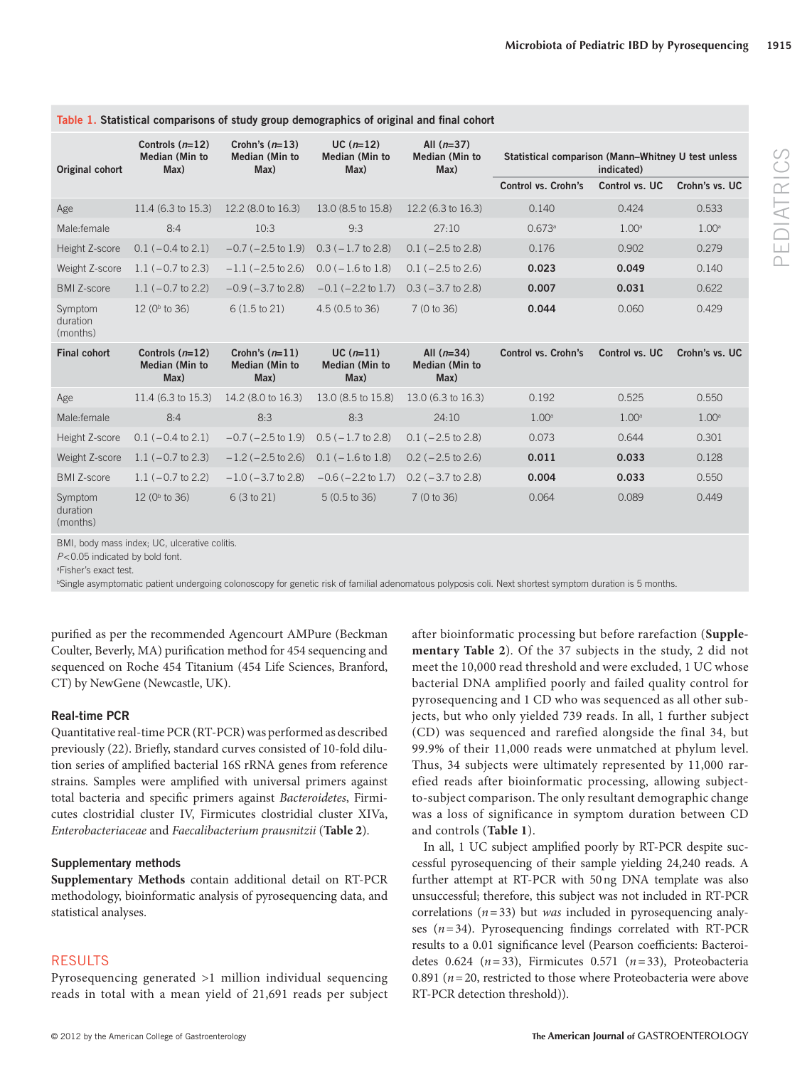**Table 1.** Statistical comparisons of study group demographics of original and final cohort

| Original cohort | Controls ($n$=12) Median (Min to Max) | Crohn's ($n$=13) Median (Min to Max) | UC ($n$=12) Median (Min to Max) | All ($n$=37) Median (Min to Max) | Statistical comparison (Mann–Whitney U test unless indicated) | | |
|---|---|---|---|---|---|---|---|
| | | | | | Control vs. Crohn's | Control vs. UC | Crohn's vs. UC |
| Age | 11.4 (6.3 to 15.3) | 12.2 (8.0 to 16.3) | 13.0 (8.5 to 15.8) | 12.2 (6.3 to 16.3) | 0.140 | 0.424 | 0.533 |
| Male:female | 8:4 | 10:3 | 9:3 | 27:10 | 0.673[a] | 1.00[a] | 1.00[a] |
| Height Z-score | 0.1 (−0.4 to 2.1) | −0.7 (−2.5 to 1.9) | 0.3 (−1.7 to 2.8) | 0.1 (−2.5 to 2.8) | 0.176 | 0.902 | 0.279 |
| Weight Z-score | 1.1 (−0.7 to 2.3) | −1.1 (−2.5 to 2.6) | 0.0 (−1.6 to 1.8) | 0.1 (−2.5 to 2.6) | **0.023** | **0.049** | 0.140 |
| BMI Z-score | 1.1 (−0.7 to 2.2) | −0.9 (−3.7 to 2.8) | −0.1 (−2.2 to 1.7) | 0.3 (−3.7 to 2.8) | **0.007** | **0.031** | 0.622 |
| Symptom duration (months) | 12 (0[b] to 36) | 6 (1.5 to 21) | 4.5 (0.5 to 36) | 7 (0 to 36) | **0.044** | 0.060 | 0.429 |
| **Final cohort** | **Controls ($n$=12) Median (Min to Max)** | **Crohn's ($n$=11) Median (Min to Max)** | **UC ($n$=11) Median (Min to Max)** | **All ($n$=34) Median (Min to Max)** | **Control vs. Crohn's** | **Control vs. UC** | **Crohn's vs. UC** |
| Age | 11.4 (6.3 to 15.3) | 14.2 (8.0 to 16.3) | 13.0 (8.5 to 15.8) | 13.0 (6.3 to 16.3) | 0.192 | 0.525 | 0.550 |
| Male:female | 8:4 | 8:3 | 8:3 | 24:10 | 1.00[a] | 1.00[a] | 1.00[a] |
| Height Z-score | 0.1 (−0.4 to 2.1) | −0.7 (−2.5 to 1.9) | 0.5 (−1.7 to 2.8) | 0.1 (−2.5 to 2.8) | 0.073 | 0.644 | 0.301 |
| Weight Z-score | 1.1 (−0.7 to 2.3) | −1.2 (−2.5 to 2.6) | 0.1 (−1.6 to 1.8) | 0.2 (−2.5 to 2.6) | **0.011** | **0.033** | 0.128 |
| BMI Z-score | 1.1 (−0.7 to 2.2) | −1.0 (−3.7 to 2.8) | −0.6 (−2.2 to 1.7) | 0.2 (−3.7 to 2.8) | **0.004** | **0.033** | 0.550 |
| Symptom duration (months) | 12 (0[b] to 36) | 6 (3 to 21) | 5 (0.5 to 36) | 7 (0 to 36) | 0.064 | 0.089 | 0.449 |

BMI, body mass index; UC, ulcerative colitis.
$P$<0.05 indicated by bold font.
[a]Fisher's exact test.
[b]Single asymptomatic patient undergoing colonoscopy for genetic risk of familial adenomatous polyposis coli. Next shortest symptom duration is 5 months.

purified as per the recommended Agencourt AMPure (Beckman Coulter, Beverly, MA) purification method for 454 sequencing and sequenced on Roche 454 Titanium (454 Life Sciences, Branford, CT) by NewGene (Newcastle, UK).

### Real-time PCR

Quantitative real-time PCR (RT-PCR) was performed as described previously (22). Briefly, standard curves consisted of 10-fold dilution series of amplified bacterial 16S rRNA genes from reference strains. Samples were amplified with universal primers against total bacteria and specific primers against *Bacteroidetes*, Firmicutes clostridial cluster IV, Firmicutes clostridial cluster XIVa, *Enterobacteriaceae* and *Faecalibacterium prausnitzii* (**Table 2**).

### Supplementary methods

**Supplementary Methods** contain additional detail on RT-PCR methodology, bioinformatic analysis of pyrosequencing data, and statistical analyses.

## RESULTS

Pyrosequencing generated >1 million individual sequencing reads in total with a mean yield of 21,691 reads per subject after bioinformatic processing but before rarefaction (**Supplementary Table 2**). Of the 37 subjects in the study, 2 did not meet the 10,000 read threshold and were excluded, 1 UC whose bacterial DNA amplified poorly and failed quality control for pyrosequencing and 1 CD who was sequenced as all other subjects, but who only yielded 739 reads. In all, 1 further subject (CD) was sequenced and rarefied alongside the final 34, but 99.9% of their 11,000 reads were unmatched at phylum level. Thus, 34 subjects were ultimately represented by 11,000 rarefied reads after bioinformatic processing, allowing subject-to-subject comparison. The only resultant demographic change was a loss of significance in symptom duration between CD and controls (**Table 1**).

In all, 1 UC subject amplified poorly by RT-PCR despite successful pyrosequencing of their sample yielding 24,240 reads. A further attempt at RT-PCR with 50 ng DNA template was also unsuccessful; therefore, this subject was not included in RT-PCR correlations ($n$=33) but *was* included in pyrosequencing analyses ($n$=34). Pyrosequencing findings correlated with RT-PCR results to a 0.01 significance level (Pearson coefficients: Bacteroidetes 0.624 ($n$=33), Firmicutes 0.571 ($n$=33), Proteobacteria 0.891 ($n$=20, restricted to those where Proteobacteria were above RT-PCR detection threshold)).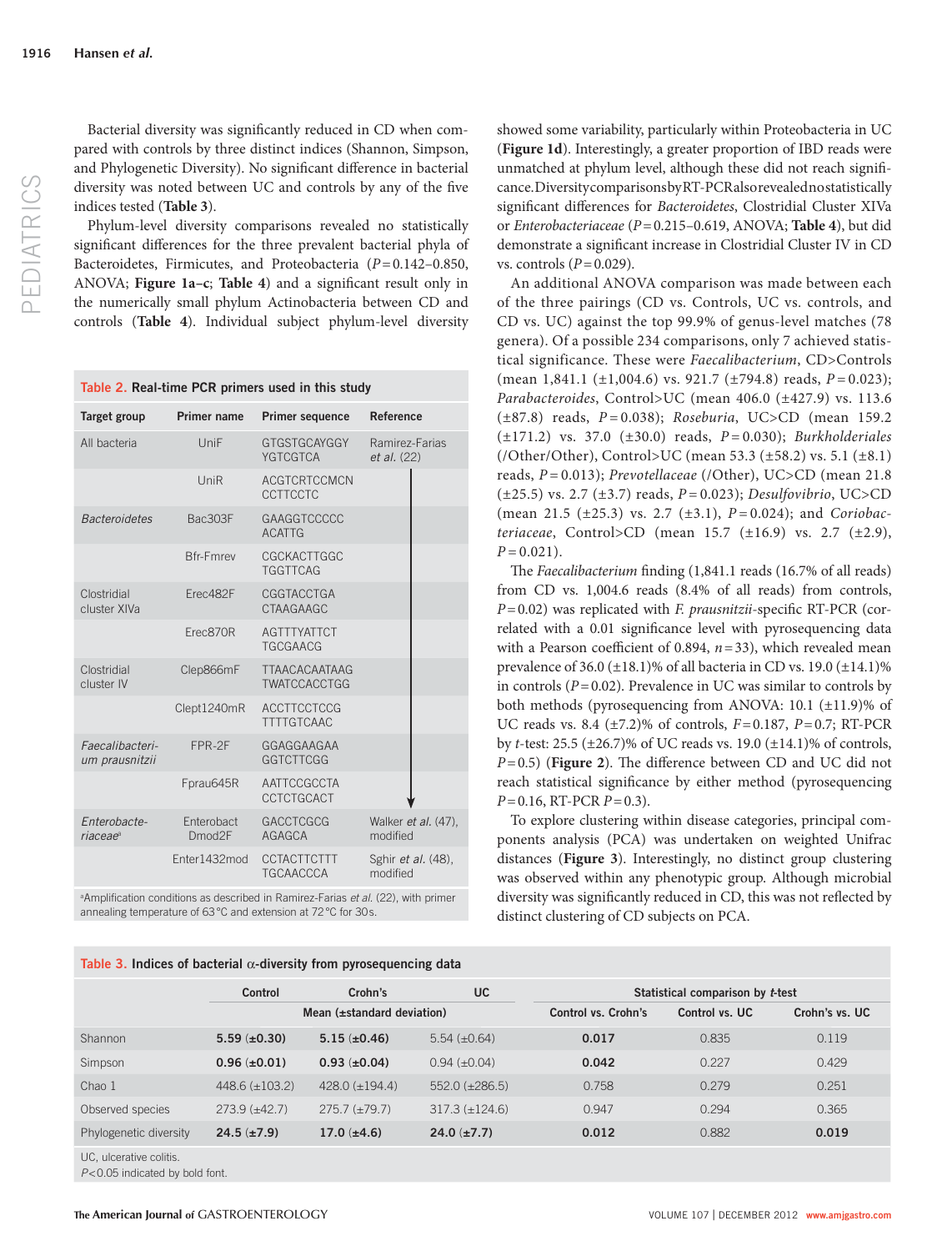Bacterial diversity was significantly reduced in CD when compared with controls by three distinct indices (Shannon, Simpson, and Phylogenetic Diversity). No significant difference in bacterial diversity was noted between UC and controls by any of the five indices tested (**Table 3**).

Phylum-level diversity comparisons revealed no statistically significant differences for the three prevalent bacterial phyla of Bacteroidetes, Firmicutes, and Proteobacteria ($P$=0.142–0.850, ANOVA; **Figure 1a–c**; **Table 4**) and a significant result only in the numerically small phylum Actinobacteria between CD and controls (**Table 4**). Individual subject phylum-level diversity showed some variability, particularly within Proteobacteria in UC (**Figure 1d**). Interestingly, a greater proportion of IBD reads were unmatched at phylum level, although these did not reach significance. Diversity comparisons by RT-PCR also revealed no statistically significant differences for *Bacteroidetes*, Clostridial Cluster XIVa or *Enterobacteriaceae* ($P$=0.215–0.619, ANOVA; **Table 4**), but did demonstrate a significant increase in Clostridial Cluster IV in CD vs. controls ($P$=0.029).

**Table 2. Real-time PCR primers used in this study**

| Target group | Primer name | Primer sequence | Reference |
|---|---|---|---|
| All bacteria | UniF | GTGSTGCAYGGY YGTCGTCA | Ramirez-Farias *et al.* (22) |
| | UniR | ACGTCRTCCMCN CCTTCCTC | |
| *Bacteroidetes* | Bac303F | GAAGGTCCCCC ACATTG | |
| | Bfr-Fmrev | CGCKACTTGGC TGGTTCAG | |
| Clostridial cluster XIVa | Erec482F | CGGTACCTGA CTAAGAAGC | |
| | Erec870R | AGTTTYATTCT TGCGAACG | |
| Clostridial cluster IV | Clep866mF | TTAACACAATAAG TWATCCACCTGG | |
| | Clept1240mR | ACCTTCCTCCG TTTTGTCAAC | |
| *Faecalibacterium prausnitzii* | FPR-2F | GGAGGAAGAA GGTCTTCGG | |
| | Fprau645R | AATTCCGCCTA CCTCTGCACT | |
| *Enterobacteriaceae*[a] | Enterobact Dmod2F | GACCTCGCG AGAGCA | Walker *et al.* (47), modified |
| | Enter1432mod | CCTACTTCTTT TGCAACCCA | Sghir *et al.* (48), modified |

[a]Amplification conditions as described in Ramirez-Farias *et al.* (22), with primer annealing temperature of 63 °C and extension at 72 °C for 30 s.

An additional ANOVA comparison was made between each of the three pairings (CD vs. Controls, UC vs. controls, and CD vs. UC) against the top 99.9% of genus-level matches (78 genera). Of a possible 234 comparisons, only 7 achieved statistical significance. These were *Faecalibacterium*, CD>Controls (mean 1,841.1 (±1,004.6) vs. 921.7 (±794.8) reads, $P$=0.023); *Parabacteroides*, Control>UC (mean 406.0 (±427.9) vs. 113.6 (±87.8) reads, $P$=0.038); *Roseburia*, UC>CD (mean 159.2 (±171.2) vs. 37.0 (±30.0) reads, $P$=0.030); *Burkholderiales* (/Other/Other), Control>UC (mean 53.3 (±58.2) vs. 5.1 (±8.1) reads, $P$=0.013); *Prevotellaceae* (/Other), UC>CD (mean 21.8 (±25.5) vs. 2.7 (±3.7) reads, $P$=0.023); *Desulfovibrio*, UC>CD (mean 21.5 (±25.3) vs. 2.7 (±3.1), $P$=0.024); and *Coriobacteriaceae*, Control>CD (mean 15.7 (±16.9) vs. 2.7 (±2.9), $P$=0.021).

The *Faecalibacterium* finding (1,841.1 reads (16.7% of all reads) from CD vs. 1,004.6 reads (8.4% of all reads) from controls, $P$=0.02) was replicated with *F. prausnitzii*-specific RT-PCR (correlated with a 0.01 significance level with pyrosequencing data with a Pearson coefficient of 0.894, $n$=33), which revealed mean prevalence of 36.0 (±18.1)% of all bacteria in CD vs. 19.0 (±14.1)% in controls ($P$=0.02). Prevalence in UC was similar to controls by both methods (pyrosequencing from ANOVA: 10.1 (±11.9)% of UC reads vs. 8.4 (±7.2)% of controls, $F$=0.187, $P$=0.7; RT-PCR by $t$-test: 25.5 (±26.7)% of UC reads vs. 19.0 (±14.1)% of controls, $P$=0.5) (**Figure 2**). The difference between CD and UC did not reach statistical significance by either method (pyrosequencing $P$=0.16, RT-PCR $P$=0.3).

To explore clustering within disease categories, principal components analysis (PCA) was undertaken on weighted Unifrac distances (**Figure 3**). Interestingly, no distinct group clustering was observed within any phenotypic group. Although microbial diversity was significantly reduced in CD, this was not reflected by distinct clustering of CD subjects on PCA.

**Table 3. Indices of bacterial α-diversity from pyrosequencing data**

| | Control | Crohn's | UC | Statistical comparison by $t$-test | | |
|---|---|---|---|---|---|---|
| | Mean (±standard deviation) | | | Control vs. Crohn's | Control vs. UC | Crohn's vs. UC |
| Shannon | **5.59 (±0.30)** | **5.15 (±0.46)** | 5.54 (±0.64) | **0.017** | 0.835 | 0.119 |
| Simpson | **0.96 (±0.01)** | **0.93 (±0.04)** | 0.94 (±0.04) | **0.042** | 0.227 | 0.429 |
| Chao 1 | 448.6 (±103.2) | 428.0 (±194.4) | 552.0 (±286.5) | 0.758 | 0.279 | 0.251 |
| Observed species | 273.9 (±42.7) | 275.7 (±79.7) | 317.3 (±124.6) | 0.947 | 0.294 | 0.365 |
| Phylogenetic diversity | **24.5 (±7.9)** | **17.0 (±4.6)** | **24.0 (±7.7)** | **0.012** | 0.882 | **0.019** |

UC, ulcerative colitis.
$P$<0.05 indicated by bold font.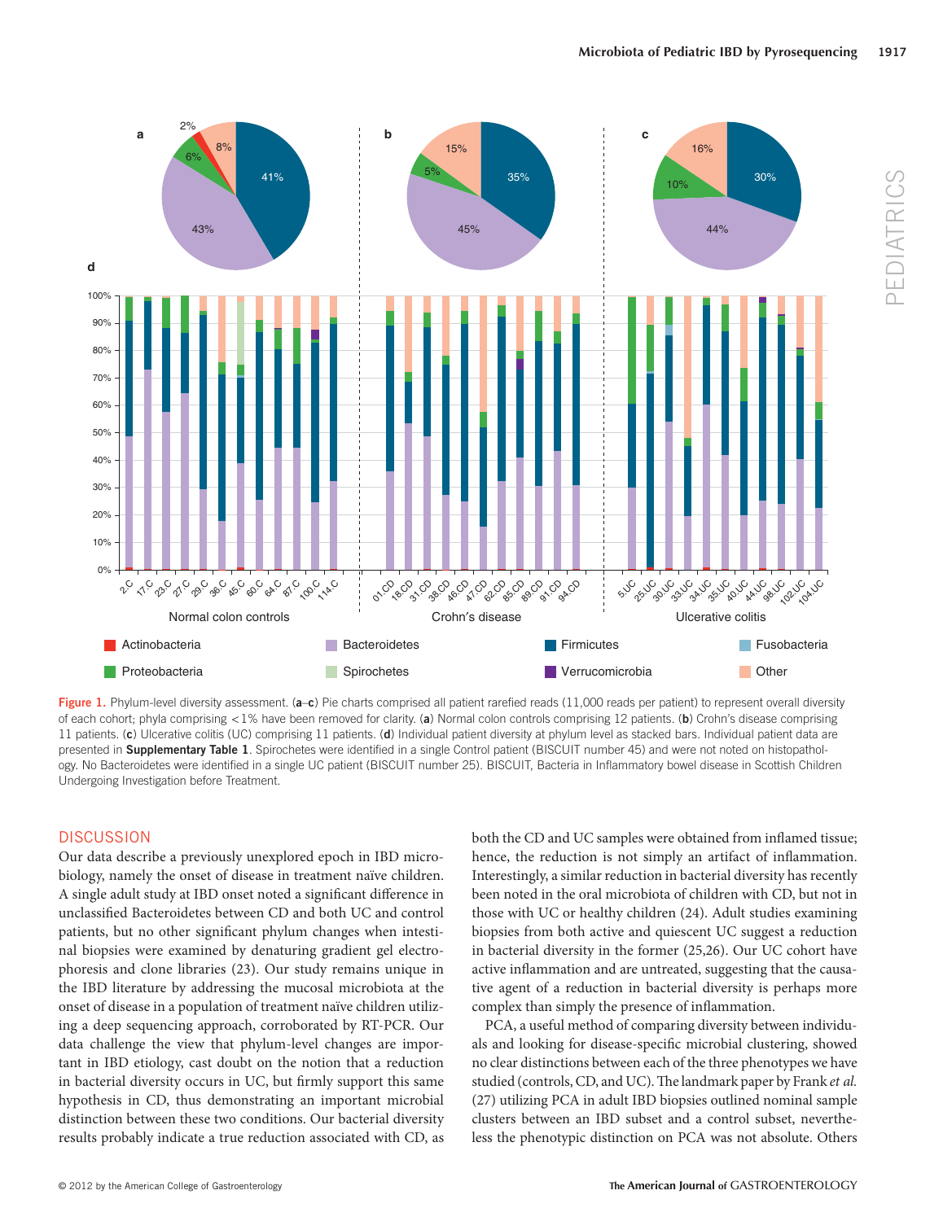**Figure 1.** Phylum-level diversity assessment. (**a**–**c**) Pie charts comprised all patient rarefied reads (11,000 reads per patient) to represent overall diversity of each cohort; phyla comprising <1% have been removed for clarity. (**a**) Normal colon controls comprising 12 patients. (**b**) Crohn's disease comprising 11 patients. (**c**) Ulcerative colitis (UC) comprising 11 patients. (**d**) Individual patient diversity at phylum level as stacked bars. Individual patient data are presented in **Supplementary Table 1**. Spirochetes were identified in a single Control patient (BISCUIT number 45) and were not noted on histopathology. No Bacteroidetes were identified in a single UC patient (BISCUIT number 25). BISCUIT, Bacteria in Inflammatory bowel disease in Scottish Children Undergoing Investigation before Treatment.

## DISCUSSION

Our data describe a previously unexplored epoch in IBD microbiology, namely the onset of disease in treatment naïve children. A single adult study at IBD onset noted a significant difference in unclassified Bacteroidetes between CD and both UC and control patients, but no other significant phylum changes when intestinal biopsies were examined by denaturing gradient gel electrophoresis and clone libraries (23). Our study remains unique in the IBD literature by addressing the mucosal microbiota at the onset of disease in a population of treatment naïve children utilizing a deep sequencing approach, corroborated by RT-PCR. Our data challenge the view that phylum-level changes are important in IBD etiology, cast doubt on the notion that a reduction in bacterial diversity occurs in UC, but firmly support this same hypothesis in CD, thus demonstrating an important microbial distinction between these two conditions. Our bacterial diversity results probably indicate a true reduction associated with CD, as both the CD and UC samples were obtained from inflamed tissue; hence, the reduction is not simply an artifact of inflammation. Interestingly, a similar reduction in bacterial diversity has recently been noted in the oral microbiota of children with CD, but not in those with UC or healthy children (24). Adult studies examining biopsies from both active and quiescent UC suggest a reduction in bacterial diversity in the former (25,26). Our UC cohort have active inflammation and are untreated, suggesting that the causative agent of a reduction in bacterial diversity is perhaps more complex than simply the presence of inflammation.

PCA, a useful method of comparing diversity between individuals and looking for disease-specific microbial clustering, showed no clear distinctions between each of the three phenotypes we have studied (controls, CD, and UC). The landmark paper by Frank *et al.* (27) utilizing PCA in adult IBD biopsies outlined nominal sample clusters between an IBD subset and a control subset, nevertheless the phenotypic distinction on PCA was not absolute. Others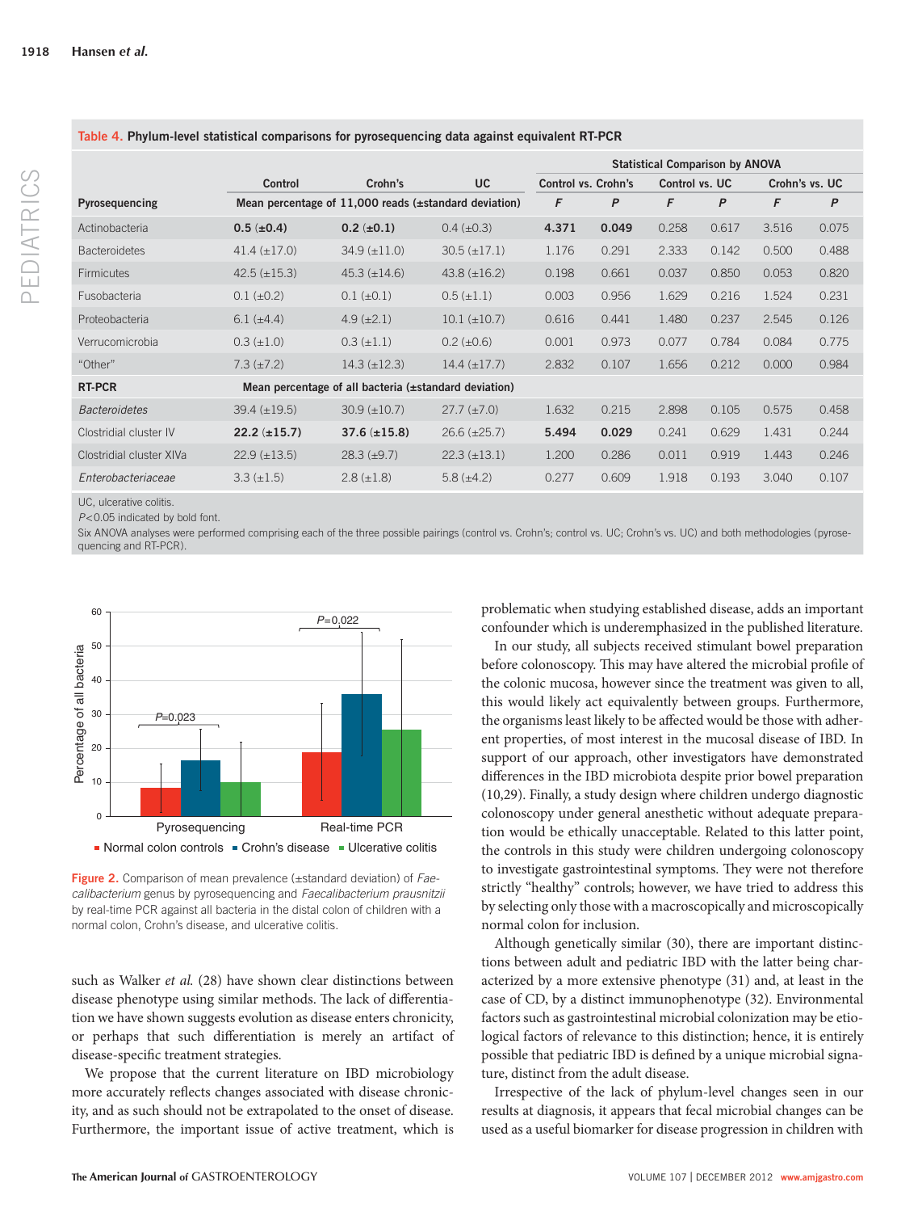**Table 4. Phylum-level statistical comparisons for pyrosequencing data against equivalent RT-PCR**

| | Control | Crohn's | UC | Statistical Comparison by ANOVA | | | | | |
|---|---|---|---|---|---|---|---|---|---|
| | | | | Control vs. Crohn's | | Control vs. UC | | Crohn's vs. UC | |
| **Pyrosequencing** | Mean percentage of 11,000 reads (±standard deviation) | | | *F* | *P* | *F* | *P* | *F* | *P* |
| Actinobacteria | **0.5 (±0.4)** | **0.2 (±0.1)** | 0.4 (±0.3) | **4.371** | **0.049** | 0.258 | 0.617 | 3.516 | 0.075 |
| Bacteroidetes | 41.4 (±17.0) | 34.9 (±11.0) | 30.5 (±17.1) | 1.176 | 0.291 | 2.333 | 0.142 | 0.500 | 0.488 |
| Firmicutes | 42.5 (±15.3) | 45.3 (±14.6) | 43.8 (±16.2) | 0.198 | 0.661 | 0.037 | 0.850 | 0.053 | 0.820 |
| Fusobacteria | 0.1 (±0.2) | 0.1 (±0.1) | 0.5 (±1.1) | 0.003 | 0.956 | 1.629 | 0.216 | 1.524 | 0.231 |
| Proteobacteria | 6.1 (±4.4) | 4.9 (±2.1) | 10.1 (±10.7) | 0.616 | 0.441 | 1.480 | 0.237 | 2.545 | 0.126 |
| Verrucomicrobia | 0.3 (±1.0) | 0.3 (±1.1) | 0.2 (±0.6) | 0.001 | 0.973 | 0.077 | 0.784 | 0.084 | 0.775 |
| "Other" | 7.3 (±7.2) | 14.3 (±12.3) | 14.4 (±17.7) | 2.832 | 0.107 | 1.656 | 0.212 | 0.000 | 0.984 |
| **RT-PCR** | Mean percentage of all bacteria (±standard deviation) | | | | | | | | |
| *Bacteroidetes* | 39.4 (±19.5) | 30.9 (±10.7) | 27.7 (±7.0) | 1.632 | 0.215 | 2.898 | 0.105 | 0.575 | 0.458 |
| Clostridial cluster IV | **22.2 (±15.7)** | **37.6 (±15.8)** | 26.6 (±25.7) | **5.494** | **0.029** | 0.241 | 0.629 | 1.431 | 0.244 |
| Clostridial cluster XIVa | 22.9 (±13.5) | 28.3 (±9.7) | 22.3 (±13.1) | 1.200 | 0.286 | 0.011 | 0.919 | 1.443 | 0.246 |
| *Enterobacteriaceae* | 3.3 (±1.5) | 2.8 (±1.8) | 5.8 (±4.2) | 0.277 | 0.609 | 1.918 | 0.193 | 3.040 | 0.107 |

UC, ulcerative colitis.
*P*<0.05 indicated by bold font.
Six ANOVA analyses were performed comprising each of the three possible pairings (control vs. Crohn's; control vs. UC; Crohn's vs. UC) and both methodologies (pyrosequencing and RT-PCR).

**Figure 2.** Comparison of mean prevalence (±standard deviation) of *Faecalibacterium* genus by pyrosequencing and *Faecalibacterium prausnitzii* by real-time PCR against all bacteria in the distal colon of children with a normal colon, Crohn's disease, and ulcerative colitis.

such as Walker *et al.* (28) have shown clear distinctions between disease phenotype using similar methods. The lack of differentiation we have shown suggests evolution as disease enters chronicity, or perhaps that such differentiation is merely an artifact of disease-specific treatment strategies.

We propose that the current literature on IBD microbiology more accurately reflects changes associated with disease chronicity, and as such should not be extrapolated to the onset of disease. Furthermore, the important issue of active treatment, which is problematic when studying established disease, adds an important confounder which is underemphasized in the published literature.

In our study, all subjects received stimulant bowel preparation before colonoscopy. This may have altered the microbial profile of the colonic mucosa, however since the treatment was given to all, this would likely act equivalently between groups. Furthermore, the organisms least likely to be affected would be those with adherent properties, of most interest in the mucosal disease of IBD. In support of our approach, other investigators have demonstrated differences in the IBD microbiota despite prior bowel preparation (10,29). Finally, a study design where children undergo diagnostic colonoscopy under general anesthetic without adequate preparation would be ethically unacceptable. Related to this latter point, the controls in this study were children undergoing colonoscopy to investigate gastrointestinal symptoms. They were not therefore strictly "healthy" controls; however, we have tried to address this by selecting only those with a macroscopically and microscopically normal colon for inclusion.

Although genetically similar (30), there are important distinctions between adult and pediatric IBD with the latter being characterized by a more extensive phenotype (31) and, at least in the case of CD, by a distinct immunophenotype (32). Environmental factors such as gastrointestinal microbial colonization may be etiological factors of relevance to this distinction; hence, it is entirely possible that pediatric IBD is defined by a unique microbial signature, distinct from the adult disease.

Irrespective of the lack of phylum-level changes seen in our results at diagnosis, it appears that fecal microbial changes can be used as a useful biomarker for disease progression in children with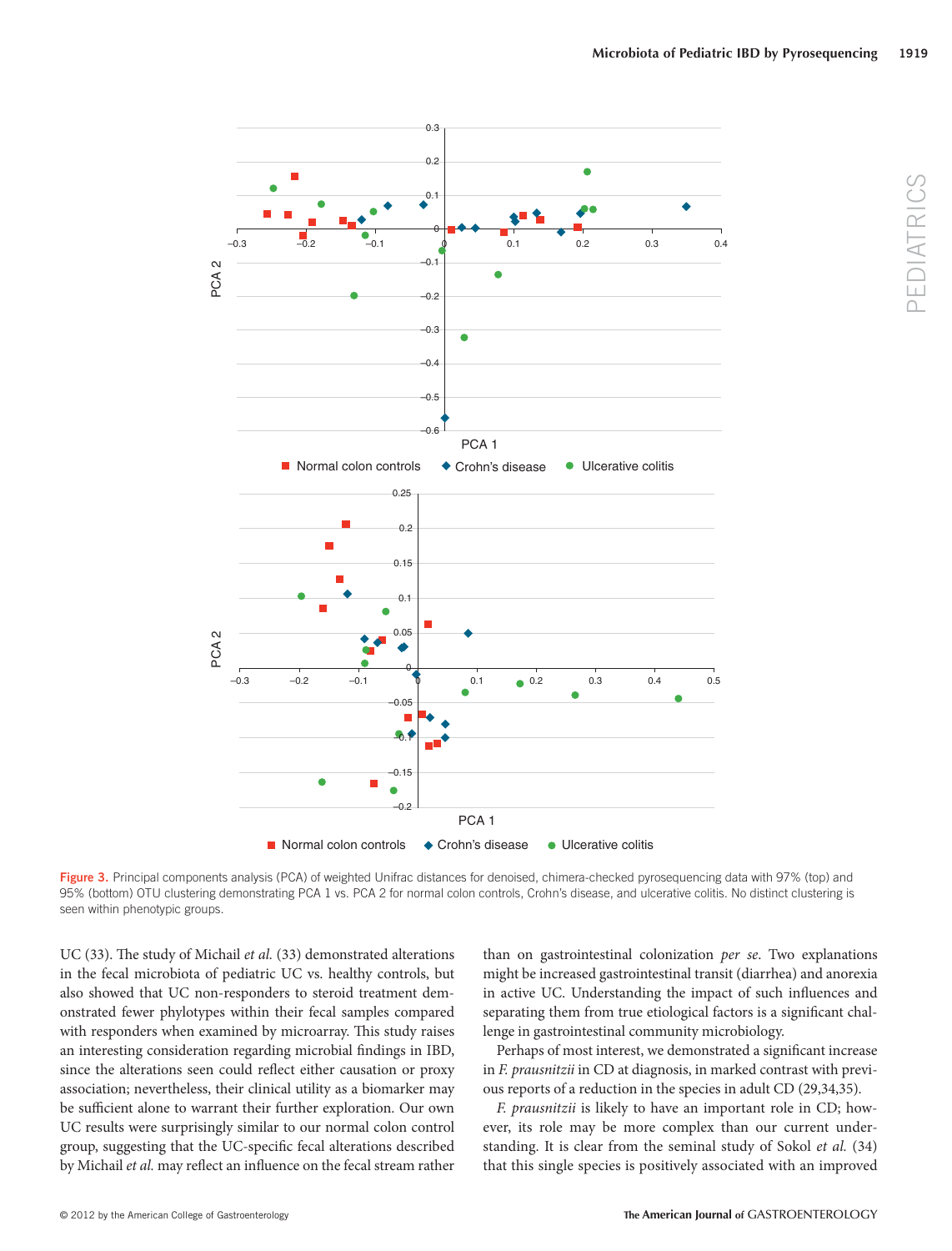Figure 3. Principal components analysis (PCA) of weighted Unifrac distances for denoised, chimera-checked pyrosequencing data with 97% (top) and 95% (bottom) OTU clustering demonstrating PCA 1 vs. PCA 2 for normal colon controls, Crohn's disease, and ulcerative colitis. No distinct clustering is seen within phenotypic groups.

UC (33). The study of Michail *et al.* (33) demonstrated alterations in the fecal microbiota of pediatric UC vs. healthy controls, but also showed that UC non-responders to steroid treatment demonstrated fewer phylotypes within their fecal samples compared with responders when examined by microarray. This study raises an interesting consideration regarding microbial findings in IBD, since the alterations seen could reflect either causation or proxy association; nevertheless, their clinical utility as a biomarker may be sufficient alone to warrant their further exploration. Our own UC results were surprisingly similar to our normal colon control group, suggesting that the UC-specific fecal alterations described by Michail *et al.* may reflect an influence on the fecal stream rather than on gastrointestinal colonization *per se*. Two explanations might be increased gastrointestinal transit (diarrhea) and anorexia in active UC. Understanding the impact of such influences and separating them from true etiological factors is a significant challenge in gastrointestinal community microbiology.

Perhaps of most interest, we demonstrated a significant increase in *F. prausnitzii* in CD at diagnosis, in marked contrast with previous reports of a reduction in the species in adult CD (29,34,35).

*F. prausnitzii* is likely to have an important role in CD; however, its role may be more complex than our current understanding. It is clear from the seminal study of Sokol *et al.* (34) that this single species is positively associated with an improved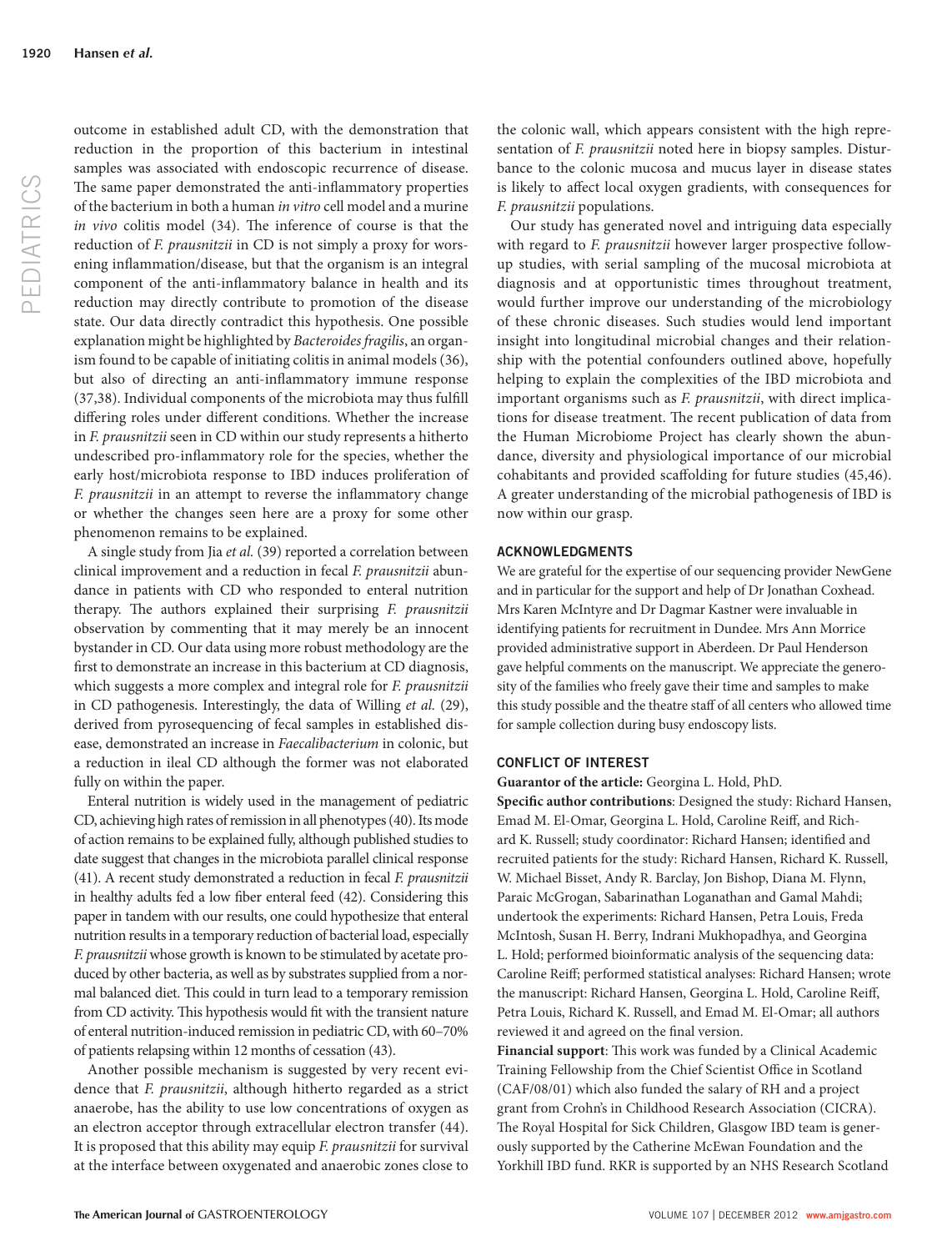outcome in established adult CD, with the demonstration that reduction in the proportion of this bacterium in intestinal samples was associated with endoscopic recurrence of disease. The same paper demonstrated the anti-inflammatory properties of the bacterium in both a human *in vitro* cell model and a murine *in vivo* colitis model (34). The inference of course is that the reduction of *F. prausnitzii* in CD is not simply a proxy for worsening inflammation/disease, but that the organism is an integral component of the anti-inflammatory balance in health and its reduction may directly contribute to promotion of the disease state. Our data directly contradict this hypothesis. One possible explanation might be highlighted by *Bacteroides fragilis*, an organism found to be capable of initiating colitis in animal models (36), but also of directing an anti-inflammatory immune response (37,38). Individual components of the microbiota may thus fulfill differing roles under different conditions. Whether the increase in *F. prausnitzii* seen in CD within our study represents a hitherto undescribed pro-inflammatory role for the species, whether the early host/microbiota response to IBD induces proliferation of *F. prausnitzii* in an attempt to reverse the inflammatory change or whether the changes seen here are a proxy for some other phenomenon remains to be explained.

A single study from Jia *et al.* (39) reported a correlation between clinical improvement and a reduction in fecal *F. prausnitzii* abundance in patients with CD who responded to enteral nutrition therapy. The authors explained their surprising *F. prausnitzii* observation by commenting that it may merely be an innocent bystander in CD. Our data using more robust methodology are the first to demonstrate an increase in this bacterium at CD diagnosis, which suggests a more complex and integral role for *F. prausnitzii* in CD pathogenesis. Interestingly, the data of Willing *et al.* (29), derived from pyrosequencing of fecal samples in established disease, demonstrated an increase in *Faecalibacterium* in colonic, but a reduction in ileal CD although the former was not elaborated fully on within the paper.

Enteral nutrition is widely used in the management of pediatric CD, achieving high rates of remission in all phenotypes (40). Its mode of action remains to be explained fully, although published studies to date suggest that changes in the microbiota parallel clinical response (41). A recent study demonstrated a reduction in fecal *F. prausnitzii* in healthy adults fed a low fiber enteral feed (42). Considering this paper in tandem with our results, one could hypothesize that enteral nutrition results in a temporary reduction of bacterial load, especially *F. prausnitzii* whose growth is known to be stimulated by acetate produced by other bacteria, as well as by substrates supplied from a normal balanced diet. This could in turn lead to a temporary remission from CD activity. This hypothesis would fit with the transient nature of enteral nutrition-induced remission in pediatric CD, with 60–70% of patients relapsing within 12 months of cessation (43).

Another possible mechanism is suggested by very recent evidence that *F. prausnitzii*, although hitherto regarded as a strict anaerobe, has the ability to use low concentrations of oxygen as an electron acceptor through extracellular electron transfer (44). It is proposed that this ability may equip *F. prausnitzii* for survival at the interface between oxygenated and anaerobic zones close to the colonic wall, which appears consistent with the high representation of *F. prausnitzii* noted here in biopsy samples. Disturbance to the colonic mucosa and mucus layer in disease states is likely to affect local oxygen gradients, with consequences for *F. prausnitzii* populations.

Our study has generated novel and intriguing data especially with regard to *F. prausnitzii* however larger prospective follow-up studies, with serial sampling of the mucosal microbiota at diagnosis and at opportunistic times throughout treatment, would further improve our understanding of the microbiology of these chronic diseases. Such studies would lend important insight into longitudinal microbial changes and their relationship with the potential confounders outlined above, hopefully helping to explain the complexities of the IBD microbiota and important organisms such as *F. prausnitzii*, with direct implications for disease treatment. The recent publication of data from the Human Microbiome Project has clearly shown the abundance, diversity and physiological importance of our microbial cohabitants and provided scaffolding for future studies (45,46). A greater understanding of the microbial pathogenesis of IBD is now within our grasp.

## ACKNOWLEDGMENTS

We are grateful for the expertise of our sequencing provider NewGene and in particular for the support and help of Dr Jonathan Coxhead. Mrs Karen McIntyre and Dr Dagmar Kastner were invaluable in identifying patients for recruitment in Dundee. Mrs Ann Morrice provided administrative support in Aberdeen. Dr Paul Henderson gave helpful comments on the manuscript. We appreciate the generosity of the families who freely gave their time and samples to make this study possible and the theatre staff of all centers who allowed time for sample collection during busy endoscopy lists.

## CONFLICT OF INTEREST

**Guarantor of the article:** Georgina L. Hold, PhD.

**Specific author contributions**: Designed the study: Richard Hansen, Emad M. El-Omar, Georgina L. Hold, Caroline Reiff, and Richard K. Russell; study coordinator: Richard Hansen; identified and recruited patients for the study: Richard Hansen, Richard K. Russell, W. Michael Bisset, Andy R. Barclay, Jon Bishop, Diana M. Flynn, Paraic McGrogan, Sabarinathan Loganathan and Gamal Mahdi; undertook the experiments: Richard Hansen, Petra Louis, Freda McIntosh, Susan H. Berry, Indrani Mukhopadhya, and Georgina L. Hold; performed bioinformatic analysis of the sequencing data: Caroline Reiff; performed statistical analyses: Richard Hansen; wrote the manuscript: Richard Hansen, Georgina L. Hold, Caroline Reiff, Petra Louis, Richard K. Russell, and Emad M. El-Omar; all authors reviewed it and agreed on the final version.

**Financial support**: This work was funded by a Clinical Academic Training Fellowship from the Chief Scientist Office in Scotland (CAF/08/01) which also funded the salary of RH and a project grant from Crohn's in Childhood Research Association (CICRA). The Royal Hospital for Sick Children, Glasgow IBD team is generously supported by the Catherine McEwan Foundation and the Yorkhill IBD fund. RKR is supported by an NHS Research Scotland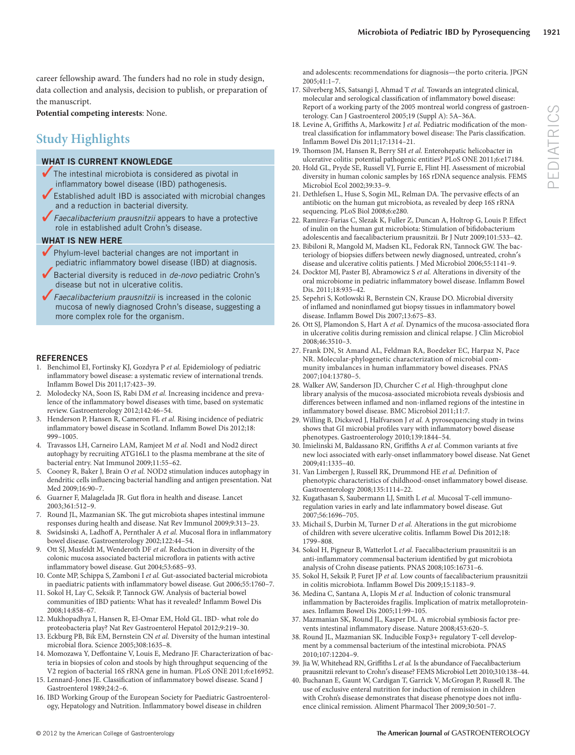career fellowship award. The funders had no role in study design, data collection and analysis, decision to publish, or preparation of the manuscript.

**Potential competing interests**: None.

## Study Highlights

### WHAT IS CURRENT KNOWLEDGE

- ✓ The intestinal microbiota is considered as pivotal in inflammatory bowel disease (IBD) pathogenesis.
- ✓ Established adult IBD is associated with microbial changes and a reduction in bacterial diversity.
- ✓ *Faecalibacterium prausnitzii* appears to have a protective role in established adult Crohn's disease.

### WHAT IS NEW HERE

- ✓ Phylum-level bacterial changes are not important in pediatric inflammatory bowel disease (IBD) at diagnosis.
- ✓ Bacterial diversity is reduced in *de-novo* pediatric Crohn's disease but not in ulcerative colitis.
- ✓ *Faecalibacterium prausnitzii* is increased in the colonic mucosa of newly diagnosed Crohn's disease, suggesting a more complex role for the organism.

## REFERENCES

1. Benchimol EI, Fortinsky KJ, Gozdyra P *et al.* Epidemiology of pediatric inflammatory bowel disease: a systematic review of international trends. Inflamm Bowel Dis 2011;17:423–39.
2. Molodecky NA, Soon IS, Rabi DM *et al.* Increasing incidence and prevalence of the inflammatory bowel diseases with time, based on systematic review. Gastroenterology 2012;142:46–54.
3. Henderson P, Hansen R, Cameron FL *et al.* Rising incidence of pediatric inflammatory bowel disease in Scotland. Inflamm Bowel Dis 2012;18: 999–1005.
4. Travassos LH, Carneiro LAM, Ramjeet M *et al.* Nod1 and Nod2 direct autophagy by recruiting ATG16L1 to the plasma membrane at the site of bacterial entry. Nat Immunol 2009;11:55–62.
5. Cooney R, Baker J, Brain O *et al.* NOD2 stimulation induces autophagy in dendritic cells influencing bacterial handling and antigen presentation. Nat Med 2009;16:90–7.
6. Guarner F, Malagelada JR. Gut flora in health and disease. Lancet 2003;361:512–9.
7. Round JL, Mazmanian SK. The gut microbiota shapes intestinal immune responses during health and disease. Nat Rev Immunol 2009;9:313–23.
8. Swidsinski A, Ladhoff A, Pernthaler A *et al.* Mucosal flora in inflammatory bowel disease. Gastroenterology 2002;122:44–54.
9. Ott SJ, Musfeldt M, Wenderoth DF *et al.* Reduction in diversity of the colonic mucosa associated bacterial microflora in patients with active inflammatory bowel disease. Gut 2004;53:685–93.
10. Conte MP, Schippa S, Zamboni I *et al.* Gut-associated bacterial microbiota in paediatric patients with inflammatory bowel disease. Gut 2006;55:1760–7.
11. Sokol H, Lay C, Seksik P, Tannock GW. Analysis of bacterial bowel communities of IBD patients: What has it revealed? Inflamm Bowel Dis 2008;14:858–67.
12. Mukhopadhya I, Hansen R, El-Omar EM, Hold GL. IBD- what role do proteobacteria play? Nat Rev Gastroenterol Hepatol 2012;9:219–30.
13. Eckburg PB, Bik EM, Bernstein CN *et al.* Diversity of the human intestinal microbial flora. Science 2005;308:1635–8.
14. Momozawa Y, Deffontaine V, Louis E, Medrano JF. Characterization of bacteria in biopsies of colon and stools by high throughput sequencing of the V2 region of bacterial 16S rRNA gene in human. PLoS ONE 2011;6:e16952.
15. Lennard-Jones JE. Classification of inflammatory bowel disease. Scand J Gastroenterol 1989;24:2–6.
16. IBD Working Group of the European Society for Paediatric Gastroenterology, Hepatology and Nutrition. Inflammatory bowel disease in children and adolescents: recommendations for diagnosis—the porto criteria. JPGN 2005;41:1–7.
17. Silverberg MS, Satsangi J, Ahmad T *et al.* Towards an integrated clinical, molecular and serological classification of inflammatory bowel disease: Report of a working party of the 2005 montreal world congress of gastroenterology. Can J Gastroenterol 2005;19 (Suppl A): 5A–36A.
18. Levine A, Griffiths A, Markowitz J *et al.* Pediatric modification of the montreal classification for inflammatory bowel disease: The Paris classification. Inflamm Bowel Dis 2011;17:1314–21.
19. Thomson JM, Hansen R, Berry SH *et al.* Enterohepatic helicobacter in ulcerative colitis: potential pathogenic entities? PLoS ONE 2011;6:e17184.
20. Hold GL, Pryde SE, Russell VJ, Furrie E, Flint HJ. Assessment of microbial diversity in human colonic samples by 16S rDNA sequence analysis. FEMS Microbiol Ecol 2002;39:33–9.
21. Dethlefsen L, Huse S, Sogin ML, Relman DA. The pervasive effects of an antibiotic on the human gut microbiota, as revealed by deep 16S rRNA sequencing. PLoS Biol 2008;6:e280.
22. Ramirez-Farias C, Slezak K, Fuller Z, Duncan A, Holtrop G, Louis P. Effect of inulin on the human gut microbiota: Stimulation of bifidobacterium adolescentis and faecalibacterium prausnitzii. Br J Nutr 2009;101:533–42.
23. Bibiloni R, Mangold M, Madsen KL, Fedorak RN, Tannock GW. The bacteriology of biopsies differs between newly diagnosed, untreated, crohn's disease and ulcerative colitis patients. J Med Microbiol 2006;55:1141–9.
24. Docktor MJ, Paster BJ, Abramowicz S *et al.* Alterations in diversity of the oral microbiome in pediatric inflammatory bowel disease. Inflamm Bowel Dis. 2011;18:935–42.
25. Sepehri S, Kotlowski R, Bernstein CN, Krause DO. Microbial diversity of inflamed and noninflamed gut biopsy tissues in inflammatory bowel disease. Inflamm Bowel Dis 2007;13:675–83.
26. Ott SJ, Plamondon S, Hart A *et al.* Dynamics of the mucosa-associated flora in ulcerative colitis during remission and clinical relapse. J Clin Microbiol 2008;46:3510–3.
27. Frank DN, St Amand AL, Feldman RA, Boedeker EC, Harpaz N, Pace NR. Molecular-phylogenetic characterization of microbial community imbalances in human inflammatory bowel diseases. PNAS 2007;104:13780–5.
28. Walker AW, Sanderson JD, Churcher C *et al.* High-throughput clone library analysis of the mucosa-associated microbiota reveals dysbiosis and differences between inflamed and non-inflamed regions of the intestine in inflammatory bowel disease. BMC Microbiol 2011;11:7.
29. Willing B, Dicksved J, Halfvarson J *et al.* A pyrosequencing study in twins shows that GI microbial profiles vary with inflammatory bowel disease phenotypes. Gastroenterology 2010;139:1844–54.
30. Imielinski M, Baldassano RN, Griffiths A *et al.* Common variants at five new loci associated with early-onset inflammatory bowel disease. Nat Genet 2009;41:1335–40.
31. Van Limbergen J, Russell RK, Drummond HE *et al.* Definition of phenotypic characteristics of childhood-onset inflammatory bowel disease. Gastroenterology 2008;135:1114–22.
32. Kugathasan S, Saubermann LJ, Smith L *et al.* Mucosal T-cell immunoregulation varies in early and late inflammatory bowel disease. Gut 2007;56:1696–705.
33. Michail S, Durbin M, Turner D *et al.* Alterations in the gut microbiome of children with severe ulcerative colitis. Inflamm Bowel Dis 2012;18: 1799–808.
34. Sokol H, Pigneur B, Watterlot L *et al.* Faecalibacterium prausnitzii is an anti-inflammatory commensal bacterium identified by gut microbiota analysis of Crohn disease patients. PNAS 2008;105:16731–6.
35. Sokol H, Seksik P, Furet JP *et al.* Low counts of faecalibacterium prausnitzii in colitis microbiota. Inflamm Bowel Dis 2009;15:1183–9.
36. Medina C, Santana A, Llopis M *et al.* Induction of colonic transmural inflammation by Bacteroides fragilis. Implication of matrix metalloproteinases. Inflamm Bowel Dis 2005;11:99–105.
37. Mazmanian SK, Round JL, Kasper DL. A microbial symbiosis factor prevents intestinal inflammatory disease. Nature 2008;453:620–5.
38. Round JL, Mazmanian SK. Inducible Foxp3+ regulatory T-cell development by a commensal bacterium of the intestinal microbiota. PNAS 2010;107:12204–9.
39. Jia W, Whitehead RN, Griffiths L *et al.* Is the abundance of Faecalibacterium prausnitzii relevant to Crohn's disease? FEMS Microbiol Lett 2010;310:138–44.
40. Buchanan E, Gaunt W, Cardigan T, Garrick V, McGrogan P, Russell T. The use of exclusive enteral nutrition for induction of remission in children with Crohn's disease demonstrates that disease phenotype does not influence clinical remission. Aliment Pharmacol Ther 2009;30:501–7.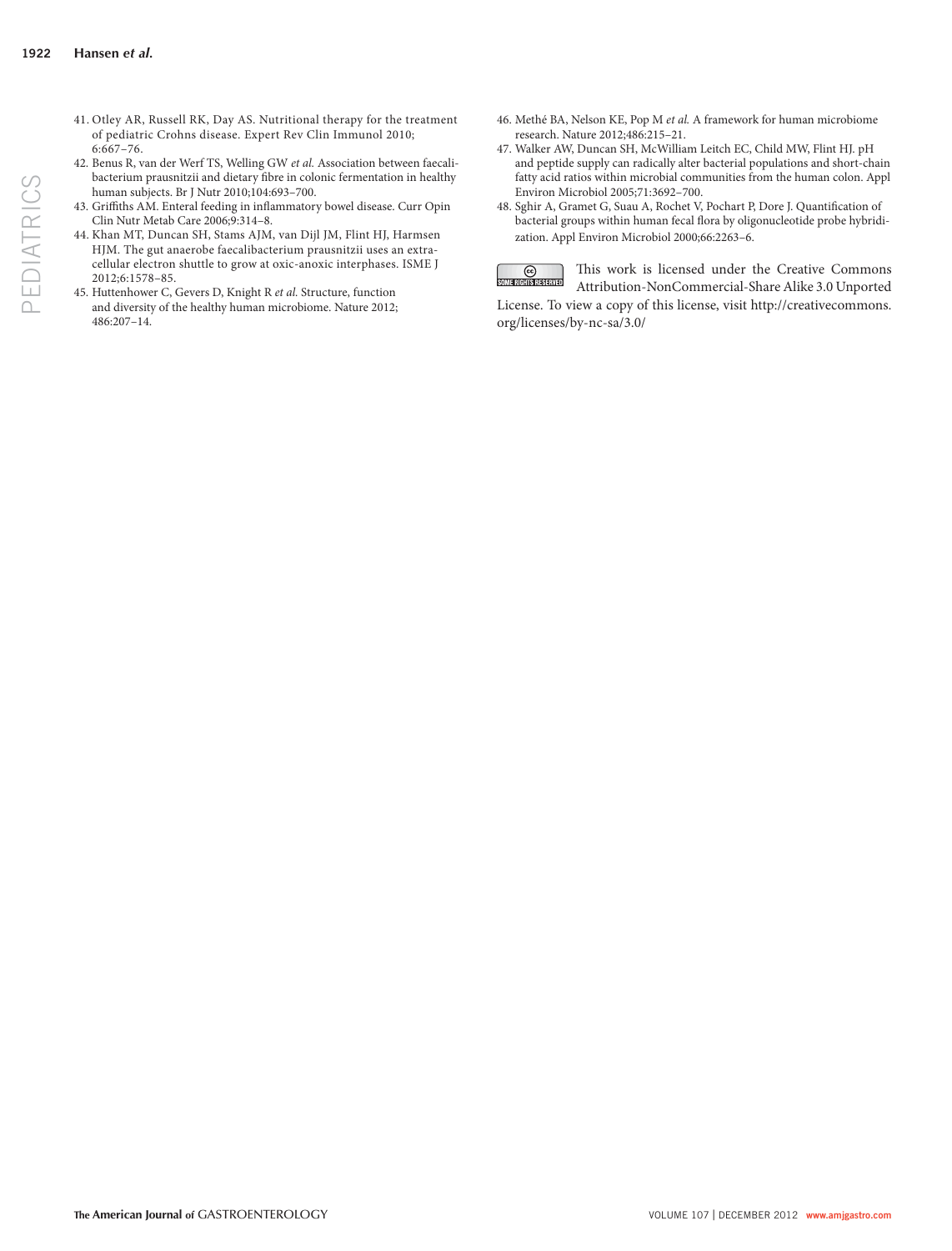41. Otley AR, Russell RK, Day AS. Nutritional therapy for the treatment of pediatric Crohns disease. Expert Rev Clin Immunol 2010; 6:667–76.
42. Benus R, van der Werf TS, Welling GW *et al.* Association between faecalibacterium prausnitzii and dietary fibre in colonic fermentation in healthy human subjects. Br J Nutr 2010;104:693–700.
43. Griffiths AM. Enteral feeding in inflammatory bowel disease. Curr Opin Clin Nutr Metab Care 2006;9:314–8.
44. Khan MT, Duncan SH, Stams AJM, van Dijl JM, Flint HJ, Harmsen HJM. The gut anaerobe faecalibacterium prausnitzii uses an extracellular electron shuttle to grow at oxic-anoxic interphases. ISME J 2012;6:1578–85.
45. Huttenhower C, Gevers D, Knight R *et al.* Structure, function and diversity of the healthy human microbiome. Nature 2012; 486:207–14.
46. Methé BA, Nelson KE, Pop M *et al.* A framework for human microbiome research. Nature 2012;486:215–21.
47. Walker AW, Duncan SH, McWilliam Leitch EC, Child MW, Flint HJ. pH and peptide supply can radically alter bacterial populations and short-chain fatty acid ratios within microbial communities from the human colon. Appl Environ Microbiol 2005;71:3692–700.
48. Sghir A, Gramet G, Suau A, Rochet V, Pochart P, Dore J. Quantification of bacterial groups within human fecal flora by oligonucleotide probe hybridization. Appl Environ Microbiol 2000;66:2263–6.

This work is licensed under the Creative Commons Attribution-NonCommercial-Share Alike 3.0 Unported License. To view a copy of this license, visit http://creativecommons.org/licenses/by-nc-sa/3.0/